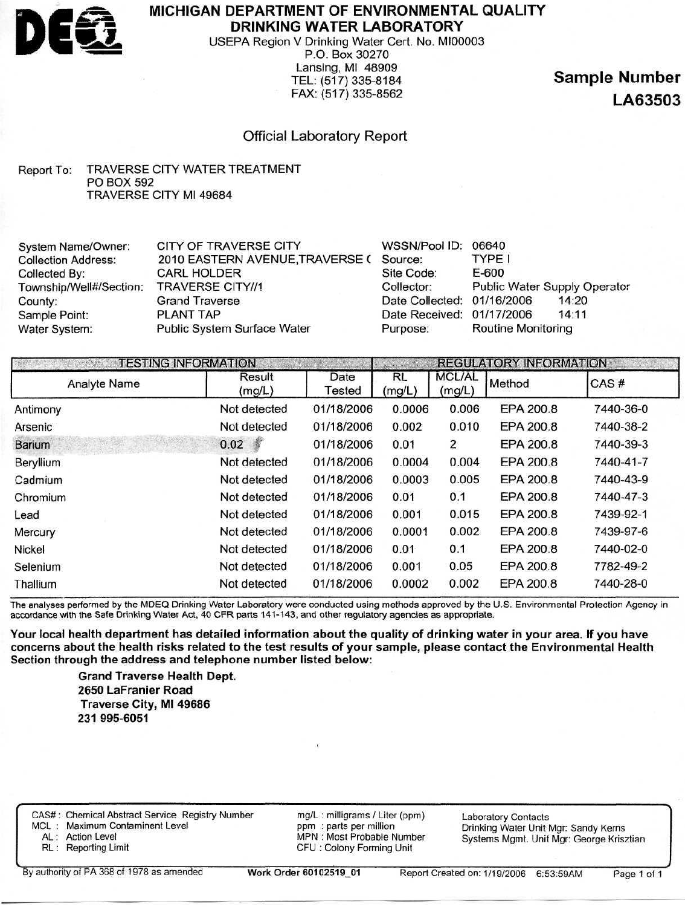# MICHIGAN DEPARTMENT OF ENVIRONMENTAL QUALITY
## DRINKING WATER LABORATORY

USEPA Region V Drinking Water Cert. No. MI00003
P.O. Box 30270
Lansing, MI 48909
TEL: (517) 335-8184
FAX: (517) 335-8562

**Sample Number**
**LA63503**

## Official Laboratory Report

Report To: TRAVERSE CITY WATER TREATMENT
PO BOX 592
TRAVERSE CITY MI 49684

| | | | |
|---|---|---|---|
| System Name/Owner: | CITY OF TRAVERSE CITY | WSSN/Pool ID: | 06640 |
| Collection Address: | 2010 EASTERN AVENUE,TRAVERSE ( | Source: | TYPE I |
| Collected By: | CARL HOLDER | Site Code: | E-600 |
| Township/Well#/Section: | TRAVERSE CITY//1 | Collector: | Public Water Supply Operator |
| County: | Grand Traverse | Date Collected: | 01/16/2006 14:20 |
| Sample Point: | PLANT TAP | Date Received: | 01/17/2006 14:11 |
| Water System: | Public System Surface Water | Purpose: | Routine Monitoring |

| TESTING INFORMATION | | | REGULATORY INFORMATION | | | |
|---|---|---|---|---|---|---|
| Analyte Name | Result (mg/L) | Date Tested | RL (mg/L) | MCL/AL (mg/L) | Method | CAS # |
| Antimony | Not detected | 01/18/2006 | 0.0006 | 0.006 | EPA 200.8 | 7440-36-0 |
| Arsenic | Not detected | 01/18/2006 | 0.002 | 0.010 | EPA 200.8 | 7440-38-2 |
| Barium | 0.02 | 01/18/2006 | 0.01 | 2 | EPA 200.8 | 7440-39-3 |
| Beryllium | Not detected | 01/18/2006 | 0.0004 | 0.004 | EPA 200.8 | 7440-41-7 |
| Cadmium | Not detected | 01/18/2006 | 0.0003 | 0.005 | EPA 200.8 | 7440-43-9 |
| Chromium | Not detected | 01/18/2006 | 0.01 | 0.1 | EPA 200.8 | 7440-47-3 |
| Lead | Not detected | 01/18/2006 | 0.001 | 0.015 | EPA 200.8 | 7439-92-1 |
| Mercury | Not detected | 01/18/2006 | 0.0001 | 0.002 | EPA 200.8 | 7439-97-6 |
| Nickel | Not detected | 01/18/2006 | 0.01 | 0.1 | EPA 200.8 | 7440-02-0 |
| Selenium | Not detected | 01/18/2006 | 0.001 | 0.05 | EPA 200.8 | 7782-49-2 |
| Thallium | Not detected | 01/18/2006 | 0.0002 | 0.002 | EPA 200.8 | 7440-28-0 |

The analyses performed by the MDEQ Drinking Water Laboratory were conducted using methods approved by the U.S. Environmental Protection Agency in accordance with the Safe Drinking Water Act, 40 CFR parts 141-143, and other regulatory agencies as appropriate.

**Your local health department has detailed information about the quality of drinking water in your area. If you have concerns about the health risks related to the test results of your sample, please contact the Environmental Health Section through the address and telephone number listed below:**

**Grand Traverse Health Dept.**
**2650 LaFranier Road**
**Traverse City, MI 49686**
**231 995-6051**

CAS# : Chemical Abstract Service Registry Number
MCL : Maximum Contaminent Level
AL : Action Level
RL : Reporting Limit

mg/L : milligrams / Liter (ppm)
ppm : parts per million
MPN : Most Probable Number
CFU : Colony Forming Unit

Laboratory Contacts
Drinking Water Unit Mgr: Sandy Kerns
Systems Mgmt. Unit Mgr: George Krisztian

By authority of PA 368 of 1978 as amended | **Work Order 60102519_01** | Report Created on: 1/19/2006 6:53:59AM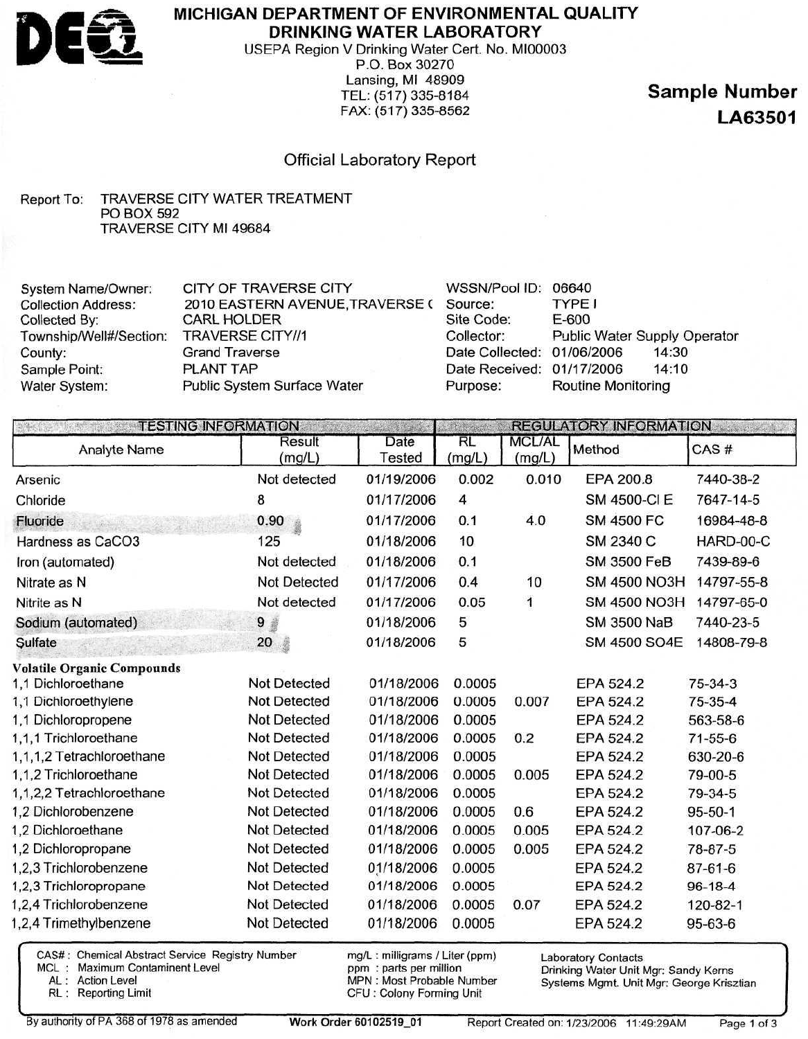# MICHIGAN DEPARTMENT OF ENVIRONMENTAL QUALITY
## DRINKING WATER LABORATORY

USEPA Region V Drinking Water Cert. No. MI00003
P.O. Box 30270
Lansing, MI 48909
TEL: (517) 335-8184
FAX: (517) 335-8562

**Sample Number LA63501**

### Official Laboratory Report

Report To: TRAVERSE CITY WATER TREATMENT
PO BOX 592
TRAVERSE CITY MI 49684

| | | | |
|---|---|---|---|
| System Name/Owner: | CITY OF TRAVERSE CITY | WSSN/Pool ID: | 06640 |
| Collection Address: | 2010 EASTERN AVENUE,TRAVERSE ( | Source: | TYPE I |
| Collected By: | CARL HOLDER | Site Code: | E-600 |
| Township/Well#/Section: | TRAVERSE CITY//1 | Collector: | Public Water Supply Operator |
| County: | Grand Traverse | Date Collected: | 01/06/2006 14:30 |
| Sample Point: | PLANT TAP | Date Received: | 01/17/2006 14:10 |
| Water System: | Public System Surface Water | Purpose: | Routine Monitoring |

| TESTING INFORMATION | | | REGULATORY INFORMATION | | | |
|---|---|---|---|---|---|---|
| Analyte Name | Result (mg/L) | Date Tested | RL (mg/L) | MCL/AL (mg/L) | Method | CAS # |
| Arsenic | Not detected | 01/19/2006 | 0.002 | 0.010 | EPA 200.8 | 7440-38-2 |
| Chloride | 8 | 01/17/2006 | 4 | | SM 4500-Cl E | 7647-14-5 |
| Fluoride | 0.90 | 01/17/2006 | 0.1 | 4.0 | SM 4500 FC | 16984-48-8 |
| Hardness as CaCO3 | 125 | 01/18/2006 | 10 | | SM 2340 C | HARD-00-C |
| Iron (automated) | Not detected | 01/18/2006 | 0.1 | | SM 3500 FeB | 7439-89-6 |
| Nitrate as N | Not Detected | 01/17/2006 | 0.4 | 10 | SM 4500 NO3H | 14797-55-8 |
| Nitrite as N | Not detected | 01/17/2006 | 0.05 | 1 | SM 4500 NO3H | 14797-65-0 |
| Sodium (automated) | 9 | 01/18/2006 | 5 | | SM 3500 NaB | 7440-23-5 |
| Sulfate | 20 | 01/18/2006 | 5 | | SM 4500 SO4E | 14808-79-8 |
| **Volatile Organic Compounds** | | | | | | |
| 1,1 Dichloroethane | Not Detected | 01/18/2006 | 0.0005 | | EPA 524.2 | 75-34-3 |
| 1,1 Dichloroethylene | Not Detected | 01/18/2006 | 0.0005 | 0.007 | EPA 524.2 | 75-35-4 |
| 1,1 Dichloropropene | Not Detected | 01/18/2006 | 0.0005 | | EPA 524.2 | 563-58-6 |
| 1,1,1 Trichloroethane | Not Detected | 01/18/2006 | 0.0005 | 0.2 | EPA 524.2 | 71-55-6 |
| 1,1,1,2 Tetrachloroethane | Not Detected | 01/18/2006 | 0.0005 | | EPA 524.2 | 630-20-6 |
| 1,1,2 Trichloroethane | Not Detected | 01/18/2006 | 0.0005 | 0.005 | EPA 524.2 | 79-00-5 |
| 1,1,2,2 Tetrachloroethane | Not Detected | 01/18/2006 | 0.0005 | | EPA 524.2 | 79-34-5 |
| 1,2 Dichlorobenzene | Not Detected | 01/18/2006 | 0.0005 | 0.6 | EPA 524.2 | 95-50-1 |
| 1,2 Dichloroethane | Not Detected | 01/18/2006 | 0.0005 | 0.005 | EPA 524.2 | 107-06-2 |
| 1,2 Dichloropropane | Not Detected | 01/18/2006 | 0.0005 | 0.005 | EPA 524.2 | 78-87-5 |
| 1,2,3 Trichlorobenzene | Not Detected | 01/18/2006 | 0.0005 | | EPA 524.2 | 87-61-6 |
| 1,2,3 Trichloropropane | Not Detected | 01/18/2006 | 0.0005 | | EPA 524.2 | 96-18-4 |
| 1,2,4 Trichlorobenzene | Not Detected | 01/18/2006 | 0.0005 | 0.07 | EPA 524.2 | 120-82-1 |
| 1,2,4 Trimethylbenzene | Not Detected | 01/18/2006 | 0.0005 | | EPA 524.2 | 95-63-6 |

CAS#: Chemical Abstract Service Registry Number
MCL: Maximum Contaminent Level
AL: Action Level
RL: Reporting Limit

mg/L: milligrams / Liter (ppm)
ppm: parts per million
MPN: Most Probable Number
CFU: Colony Forming Unit

Laboratory Contacts
Drinking Water Unit Mgr: Sandy Kerns
Systems Mgmt. Unit Mgr: George Krisztian

By authority of PA 368 of 1978 as amended    **Work Order 60102519_01**    Report Created on: 1/23/2006 11:49:29AM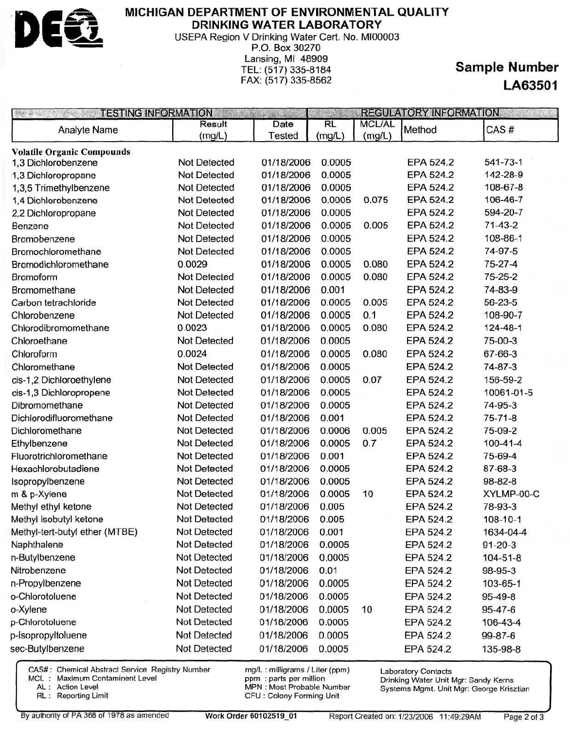# MICHIGAN DEPARTMENT OF ENVIRONMENTAL QUALITY
## DRINKING WATER LABORATORY

USEPA Region V Drinking Water Cert. No. MI00003
P.O. Box 30270
Lansing, MI 48909
TEL: (517) 335-8184
FAX: (517) 335-8562

**Sample Number**
**LA63501**

| TESTING INFORMATION | | | REGULATORY INFORMATION | | | |
|---|---|---|---|---|---|---|
| Analyte Name | Result (mg/L) | Date Tested | RL (mg/L) | MCL/AL (mg/L) | Method | CAS # |
| **Volatile Organic Compounds** | | | | | | |
| 1,3 Dichlorobenzene | Not Detected | 01/18/2006 | 0.0005 | | EPA 524.2 | 541-73-1 |
| 1,3 Dichloropropane | Not Detected | 01/18/2006 | 0.0005 | | EPA 524.2 | 142-28-9 |
| 1,3,5 Trimethylbenzene | Not Detected | 01/18/2006 | 0.0005 | | EPA 524.2 | 108-67-8 |
| 1,4 Dichlorobenzene | Not Detected | 01/18/2006 | 0.0005 | 0.075 | EPA 524.2 | 106-46-7 |
| 2,2 Dichloropropane | Not Detected | 01/18/2006 | 0.0005 | | EPA 524.2 | 594-20-7 |
| Benzene | Not Detected | 01/18/2006 | 0.0005 | 0.005 | EPA 524.2 | 71-43-2 |
| Bromobenzene | Not Detected | 01/18/2006 | 0.0005 | | EPA 524.2 | 108-86-1 |
| Bromochloromethane | Not Detected | 01/18/2006 | 0.0005 | | EPA 524.2 | 74-97-5 |
| Bromodichloromethane | 0.0029 | 01/18/2006 | 0.0005 | 0.080 | EPA 524.2 | 75-27-4 |
| Bromoform | Not Detected | 01/18/2006 | 0.0005 | 0.080 | EPA 524.2 | 75-25-2 |
| Bromomethane | Not Detected | 01/18/2006 | 0.001 | | EPA 524.2 | 74-83-9 |
| Carbon tetrachloride | Not Detected | 01/18/2006 | 0.0005 | 0.005 | EPA 524.2 | 56-23-5 |
| Chlorobenzene | Not Detected | 01/18/2006 | 0.0005 | 0.1 | EPA 524.2 | 108-90-7 |
| Chlorodibromomethane | 0.0023 | 01/18/2006 | 0.0005 | 0.080 | EPA 524.2 | 124-48-1 |
| Chloroethane | Not Detected | 01/18/2006 | 0.0005 | | EPA 524.2 | 75-00-3 |
| Chloroform | 0.0024 | 01/18/2006 | 0.0005 | 0.080 | EPA 524.2 | 67-66-3 |
| Chloromethane | Not Detected | 01/18/2006 | 0.0005 | | EPA 524.2 | 74-87-3 |
| cis-1,2 Dichloroethylene | Not Detected | 01/18/2006 | 0.0005 | 0.07 | EPA 524.2 | 156-59-2 |
| cis-1,3 Dichloropropene | Not Detected | 01/18/2006 | 0.0005 | | EPA 524.2 | 10061-01-5 |
| Dibromomethane | Not Detected | 01/18/2006 | 0.0005 | | EPA 524.2 | 74-95-3 |
| Dichlorodifluoromethane | Not Detected | 01/18/2006 | 0.001 | | EPA 524.2 | 75-71-8 |
| Dichloromethane | Not Detected | 01/18/2006 | 0.0006 | 0.005 | EPA 524.2 | 75-09-2 |
| Ethylbenzene | Not Detected | 01/18/2006 | 0.0005 | 0.7 | EPA 524.2 | 100-41-4 |
| Fluorotrichloromethane | Not Detected | 01/18/2006 | 0.001 | | EPA 524.2 | 75-69-4 |
| Hexachlorobutadiene | Not Detected | 01/18/2006 | 0.0005 | | EPA 524.2 | 87-68-3 |
| Isopropylbenzene | Not Detected | 01/18/2006 | 0.0005 | | EPA 524.2 | 98-82-8 |
| m & p-Xylene | Not Detected | 01/18/2006 | 0.0005 | 10 | EPA 524.2 | XYLMP-00-C |
| Methyl ethyl ketone | Not Detected | 01/18/2006 | 0.005 | | EPA 524.2 | 78-93-3 |
| Methyl isobutyl ketone | Not Detected | 01/18/2006 | 0.005 | | EPA 524.2 | 108-10-1 |
| Methyl-tert-butyl ether (MTBE) | Not Detected | 01/18/2006 | 0.001 | | EPA 524.2 | 1634-04-4 |
| Naphthalene | Not Detected | 01/18/2006 | 0.0005 | | EPA 524.2 | 91-20-3 |
| n-Butylbenzene | Not Detected | 01/18/2006 | 0.0005 | | EPA 524.2 | 104-51-8 |
| Nitrobenzene | Not Detected | 01/18/2006 | 0.01 | | EPA 524.2 | 98-95-3 |
| n-Propylbenzene | Not Detected | 01/18/2006 | 0.0005 | | EPA 524.2 | 103-65-1 |
| o-Chlorotoluene | Not Detected | 01/18/2006 | 0.0005 | | EPA 524.2 | 95-49-8 |
| o-Xylene | Not Detected | 01/18/2006 | 0.0005 | 10 | EPA 524.2 | 95-47-6 |
| p-Chlorotoluene | Not Detected | 01/18/2006 | 0.0005 | | EPA 524.2 | 106-43-4 |
| p-Isopropyltoluene | Not Detected | 01/18/2006 | 0.0005 | | EPA 524.2 | 99-87-6 |
| sec-Butylbenzene | Not Detected | 01/18/2006 | 0.0005 | | EPA 524.2 | 135-98-8 |

CAS#: Chemical Abstract Service Registry Number
MCL: Maximum Contaminent Level
AL: Action Level
RL: Reporting Limit

mg/L : milligrams / Liter (ppm)
ppm : parts per million
MPN : Most Probable Number
CFU : Colony Forming Unit

Laboratory Contacts
Drinking Water Unit Mgr: Sandy Kerns
Systems Mgmt. Unit Mgr: George Krisztian

By authority of PA 368 of 1978 as amended — **Work Order 60102519_01** — Report Created on: 1/23/2006 11:49:29AM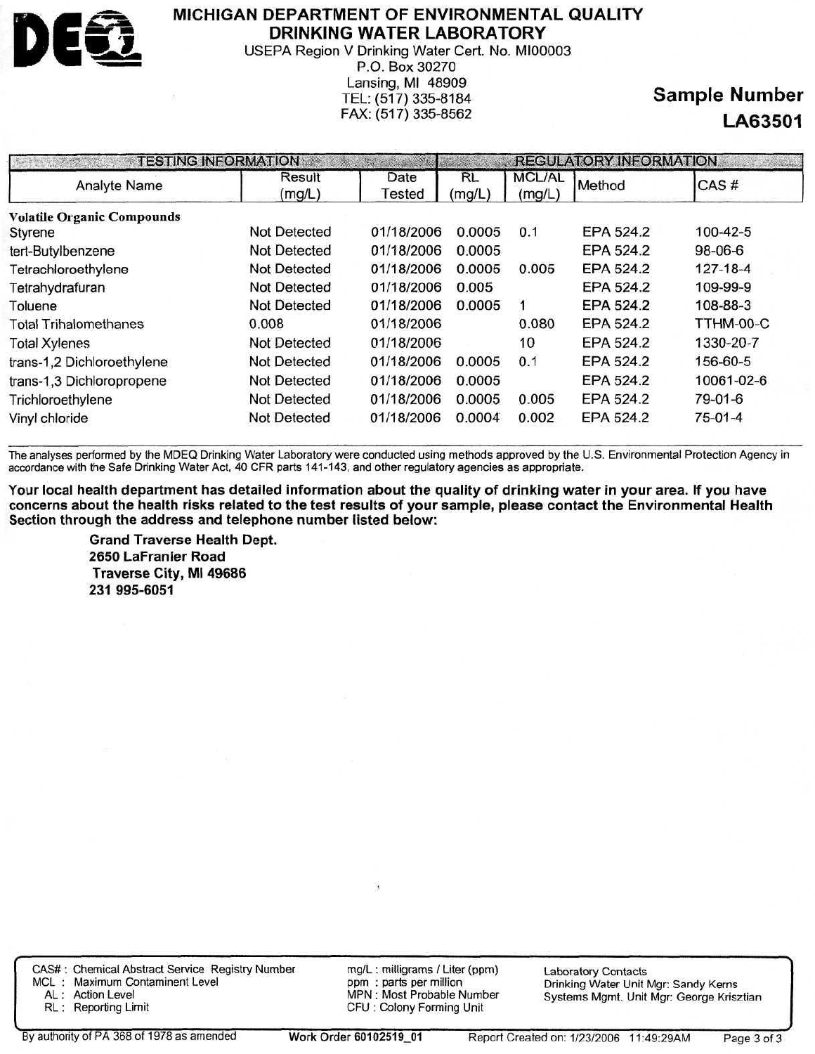# MICHIGAN DEPARTMENT OF ENVIRONMENTAL QUALITY
## DRINKING WATER LABORATORY

USEPA Region V Drinking Water Cert. No. MI00003
P.O. Box 30270
Lansing, MI 48909
TEL: (517) 335-8184
FAX: (517) 335-8562

**Sample Number LA63501**

| TESTING INFORMATION | | | REGULATORY INFORMATION | | | |
|---|---|---|---|---|---|---|
| Analyte Name | Result (mg/L) | Date Tested | RL (mg/L) | MCL/AL (mg/L) | Method | CAS # |
| **Volatile Organic Compounds** | | | | | | |
| Styrene | Not Detected | 01/18/2006 | 0.0005 | 0.1 | EPA 524.2 | 100-42-5 |
| tert-Butylbenzene | Not Detected | 01/18/2006 | 0.0005 | | EPA 524.2 | 98-06-6 |
| Tetrachloroethylene | Not Detected | 01/18/2006 | 0.0005 | 0.005 | EPA 524.2 | 127-18-4 |
| Tetrahydrafuran | Not Detected | 01/18/2006 | 0.005 | | EPA 524.2 | 109-99-9 |
| Toluene | Not Detected | 01/18/2006 | 0.0005 | 1 | EPA 524.2 | 108-88-3 |
| Total Trihalomethanes | 0.008 | 01/18/2006 | | 0.080 | EPA 524.2 | TTHM-00-C |
| Total Xylenes | Not Detected | 01/18/2006 | | 10 | EPA 524.2 | 1330-20-7 |
| trans-1,2 Dichloroethylene | Not Detected | 01/18/2006 | 0.0005 | 0.1 | EPA 524.2 | 156-60-5 |
| trans-1,3 Dichloropropene | Not Detected | 01/18/2006 | 0.0005 | | EPA 524.2 | 10061-02-6 |
| Trichloroethylene | Not Detected | 01/18/2006 | 0.0005 | 0.005 | EPA 524.2 | 79-01-6 |
| Vinyl chloride | Not Detected | 01/18/2006 | 0.0004 | 0.002 | EPA 524.2 | 75-01-4 |

The analyses performed by the MDEQ Drinking Water Laboratory were conducted using methods approved by the U.S. Environmental Protection Agency in accordance with the Safe Drinking Water Act, 40 CFR parts 141-143, and other regulatory agencies as appropriate.

**Your local health department has detailed information about the quality of drinking water in your area. If you have concerns about the health risks related to the test results of your sample, please contact the Environmental Health Section through the address and telephone number listed below:**

**Grand Traverse Health Dept.**
**2650 LaFranier Road**
**Traverse City, MI 49686**
**231 995-6051**

CAS# : Chemical Abstract Service Registry Number
MCL : Maximum Contaminent Level
AL : Action Level
RL : Reporting Limit

mg/L : milligrams / Liter (ppm)
ppm : parts per million
MPN : Most Probable Number
CFU : Colony Forming Unit

Laboratory Contacts
Drinking Water Unit Mgr: Sandy Kerns
Systems Mgmt. Unit Mgr: George Krisztian

By authority of PA 368 of 1978 as amended — **Work Order 60102519_01** — Report Created on: 1/23/2006 11:49:29AM